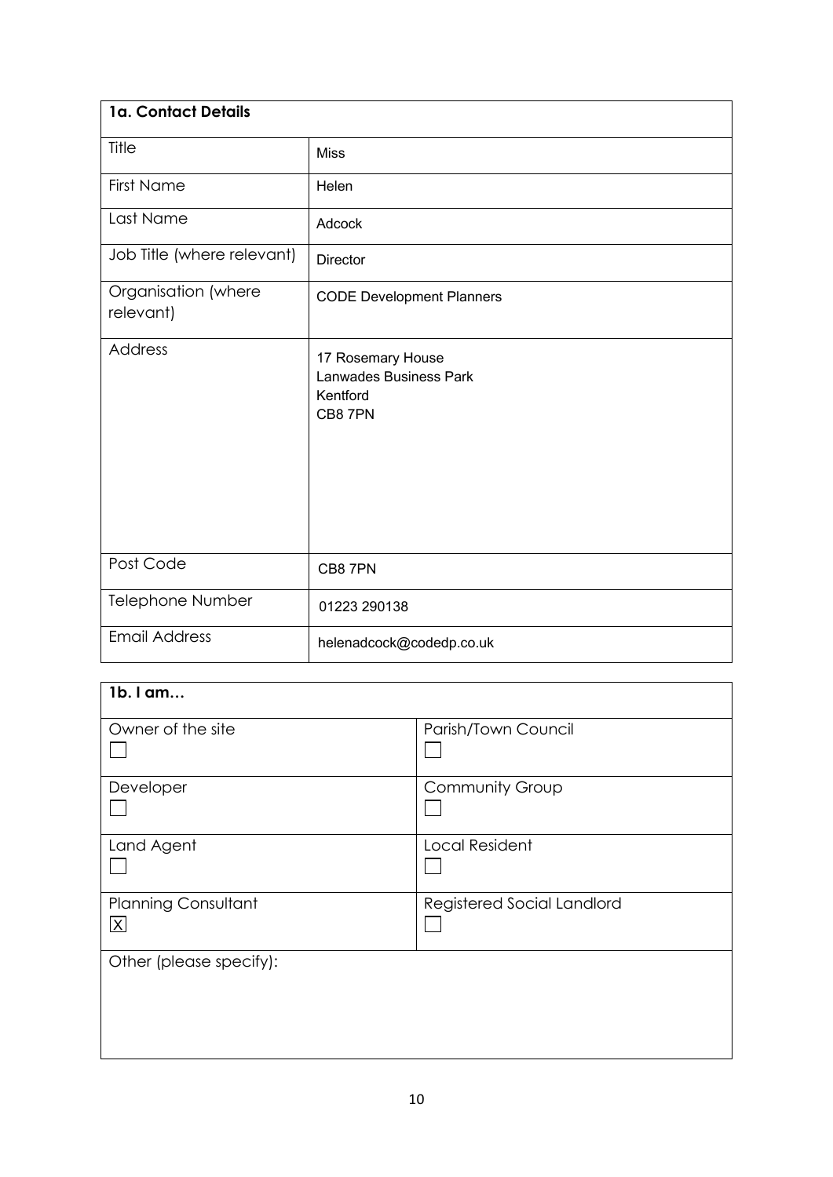| 1a. Contact Details | |
|---|---|
| Title | Miss |
| First Name | Helen |
| Last Name | Adcock |
| Job Title (where relevant) | Director |
| Organisation (where relevant) | CODE Development Planners |
| Address | 17 Rosemary House<br>Lanwades Business Park<br>Kentford<br>CB8 7PN |
| Post Code | CB8 7PN |
| Telephone Number | 01223 290138 |
| Email Address | helenadcock@codedp.co.uk |

| 1b. I am… | |
|---|---|
| Owner of the site<br>☐ | Parish/Town Council<br>☐ |
| Developer<br>☐ | Community Group<br>☐ |
| Land Agent<br>☐ | Local Resident<br>☐ |
| Planning Consultant<br>☒ | Registered Social Landlord<br>☐ |
| Other (please specify): | |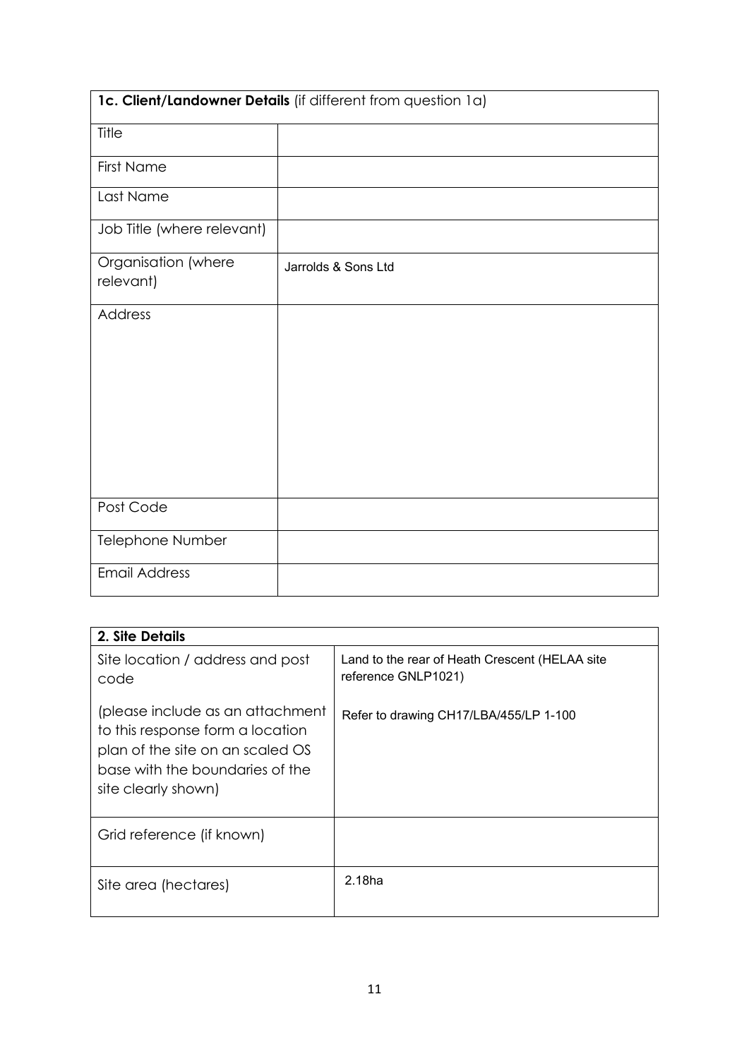| **1c. Client/Landowner Details** (if different from question 1a) | |
| --- | --- |
| Title | |
| First Name | |
| Last Name | |
| Job Title (where relevant) | |
| Organisation (where relevant) | Jarrolds & Sons Ltd |
| Address | |
| Post Code | |
| Telephone Number | |
| Email Address | |

| **2. Site Details** | |
| --- | --- |
| Site location / address and post code<br><br>(please include as an attachment to this response form a location plan of the site on an scaled OS base with the boundaries of the site clearly shown) | Land to the rear of Heath Crescent (HELAA site reference GNLP1021)<br><br>Refer to drawing CH17/LBA/455/LP 1-100 |
| Grid reference (if known) | |
| Site area (hectares) | 2.18ha |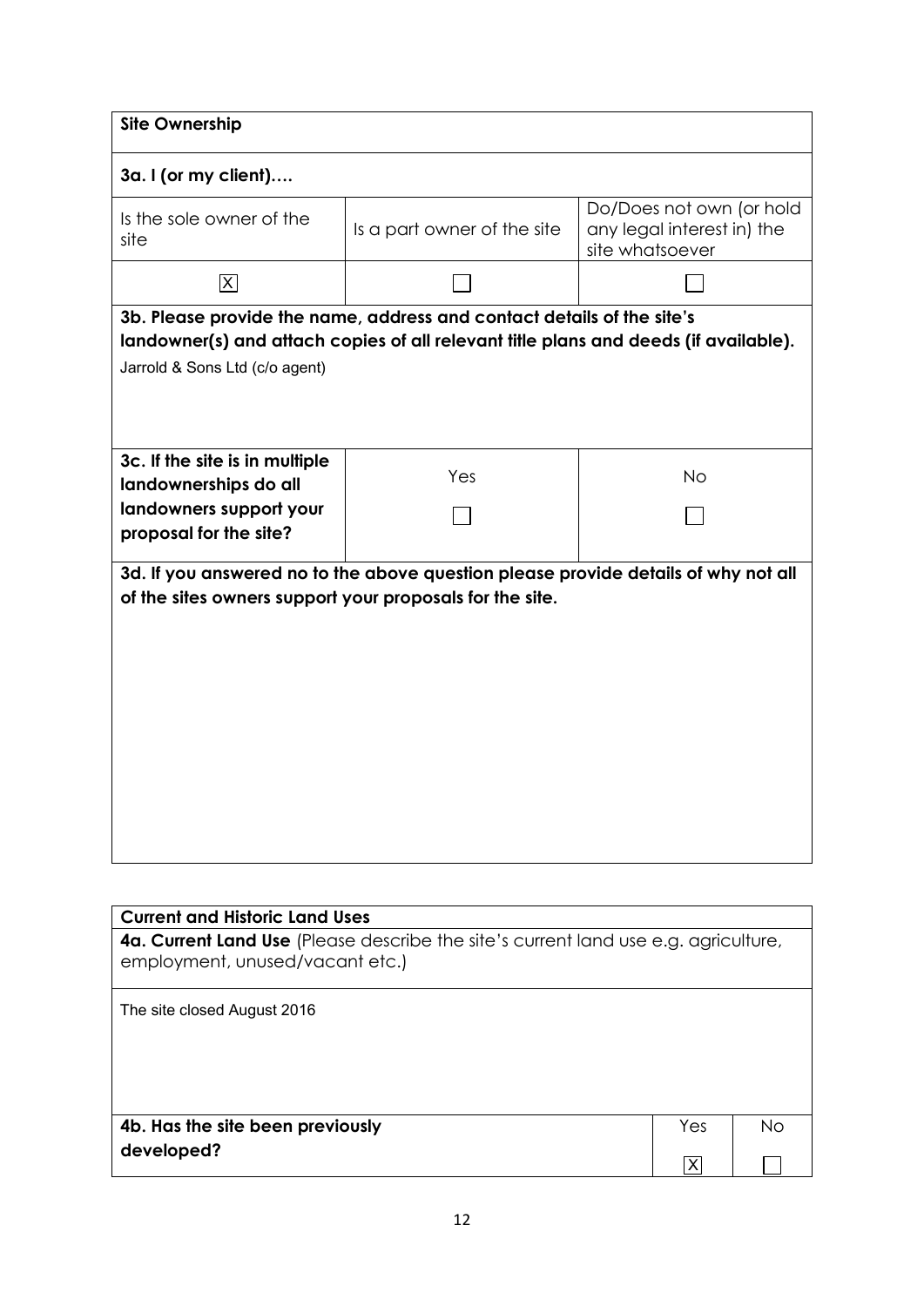| **Site Ownership** | | |
|---|---|---|
| **3a. I (or my client)….** | | |
| Is the sole owner of the site | Is a part owner of the site | Do/Does not own (or hold any legal interest in) the site whatsoever |
| ☒ | ☐ | ☐ |
| **3b. Please provide the name, address and contact details of the site's landowner(s) and attach copies of all relevant title plans and deeds (if available).** | | |
| Jarrold & Sons Ltd (c/o agent) | | |
| **3c. If the site is in multiple landownerships do all landowners support your proposal for the site?** | Yes ☐ | No ☐ |
| **3d. If you answered no to the above question please provide details of why not all of the sites owners support your proposals for the site.** | | |
| | | |

| **Current and Historic Land Uses** | | |
|---|---|---|
| **4a. Current Land Use** (Please describe the site's current land use e.g. agriculture, employment, unused/vacant etc.) | | |
| The site closed August 2016 | | |
| **4b. Has the site been previously developed?** | Yes ☒ | No ☐ |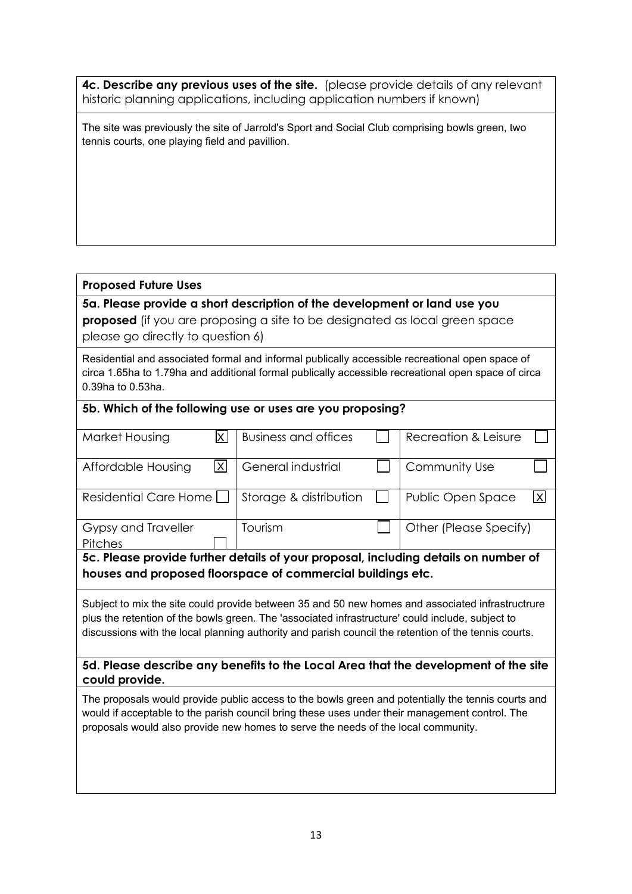**4c. Describe any previous uses of the site.** (please provide details of any relevant historic planning applications, including application numbers if known)

The site was previously the site of Jarrold's Sport and Social Club comprising bowls green, two tennis courts, one playing field and pavillion.

**Proposed Future Uses**

**5a. Please provide a short description of the development or land use you proposed** (if you are proposing a site to be designated as local green space please go directly to question 6)

Residential and associated formal and informal publically accessible recreational open space of circa 1.65ha to 1.79ha and additional formal publically accessible recreational open space of circa 0.39ha to 0.53ha.

**5b. Which of the following use or uses are you proposing?**

| | | | | | |
|---|---|---|---|---|---|
| Market Housing | X | Business and offices | | Recreation & Leisure | |
| Affordable Housing | X | General industrial | | Community Use | |
| Residential Care Home | | Storage & distribution | | Public Open Space | X |
| Gypsy and Traveller Pitches | | Tourism | | Other (Please Specify) | |

**5c. Please provide further details of your proposal, including details on number of houses and proposed floorspace of commercial buildings etc.**

Subject to mix the site could provide between 35 and 50 new homes and associated infrastructrure plus the retention of the bowls green. The 'associated infrastructure' could include, subject to discussions with the local planning authority and parish council the retention of the tennis courts.

**5d. Please describe any benefits to the Local Area that the development of the site could provide.**

The proposals would provide public access to the bowls green and potentially the tennis courts and would if acceptable to the parish council bring these uses under their management control. The proposals would also provide new homes to serve the needs of the local community.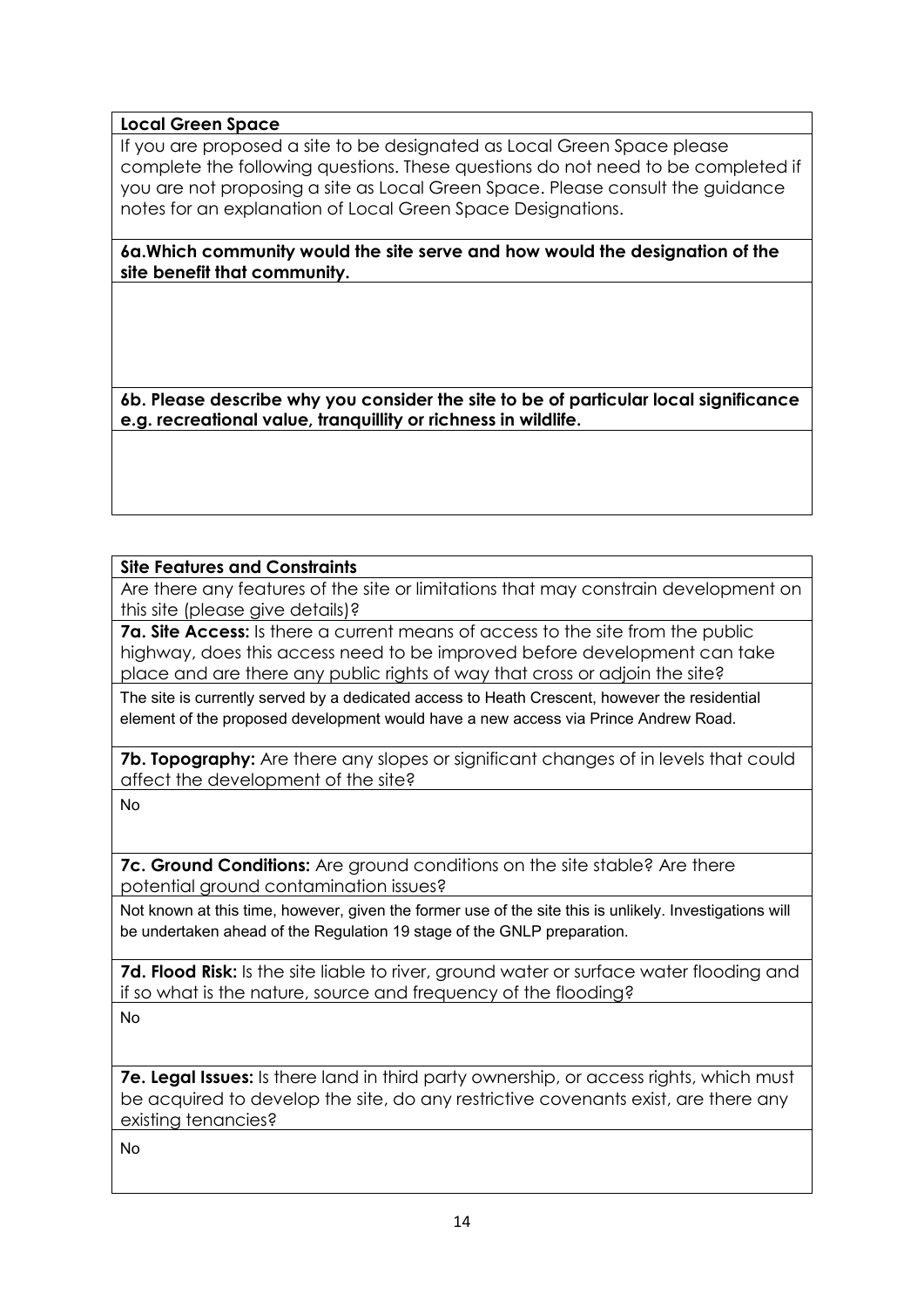**Local Green Space**

If you are proposed a site to be designated as Local Green Space please complete the following questions. These questions do not need to be completed if you are not proposing a site as Local Green Space. Please consult the guidance notes for an explanation of Local Green Space Designations.

**6a.Which community would the site serve and how would the designation of the site benefit that community.**

**6b. Please describe why you consider the site to be of particular local significance e.g. recreational value, tranquillity or richness in wildlife.**

**Site Features and Constraints**

Are there any features of the site or limitations that may constrain development on this site (please give details)?

**7a. Site Access:** Is there a current means of access to the site from the public highway, does this access need to be improved before development can take place and are there any public rights of way that cross or adjoin the site?

The site is currently served by a dedicated access to Heath Crescent, however the residential element of the proposed development would have a new access via Prince Andrew Road.

**7b. Topography:** Are there any slopes or significant changes of in levels that could affect the development of the site?

No

**7c. Ground Conditions:** Are ground conditions on the site stable? Are there potential ground contamination issues?

Not known at this time, however, given the former use of the site this is unlikely. Investigations will be undertaken ahead of the Regulation 19 stage of the GNLP preparation.

**7d. Flood Risk:** Is the site liable to river, ground water or surface water flooding and if so what is the nature, source and frequency of the flooding?

No

**7e. Legal Issues:** Is there land in third party ownership, or access rights, which must be acquired to develop the site, do any restrictive covenants exist, are there any existing tenancies?

No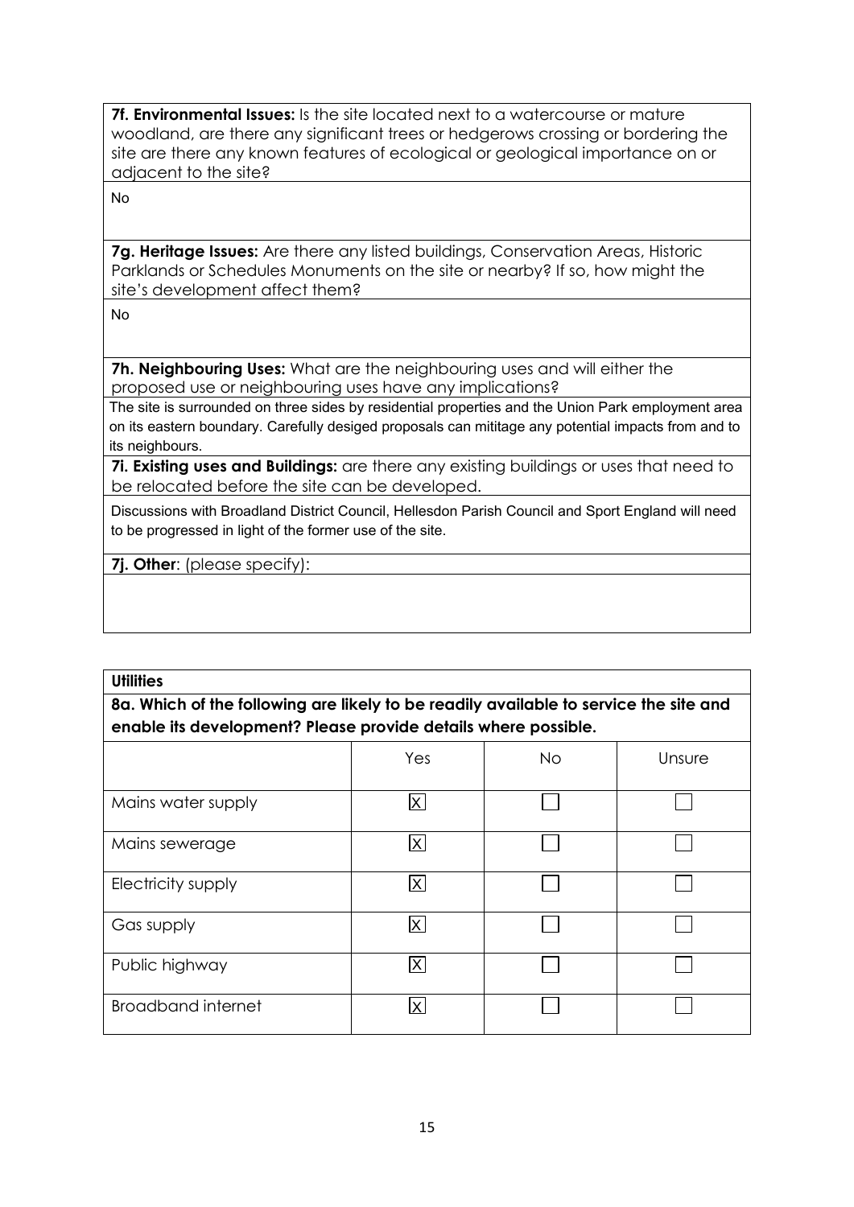**7f. Environmental Issues:** Is the site located next to a watercourse or mature woodland, are there any significant trees or hedgerows crossing or bordering the site are there any known features of ecological or geological importance on or adjacent to the site?

No

**7g. Heritage Issues:** Are there any listed buildings, Conservation Areas, Historic Parklands or Schedules Monuments on the site or nearby? If so, how might the site's development affect them?

No

**7h. Neighbouring Uses:** What are the neighbouring uses and will either the proposed use or neighbouring uses have any implications?

The site is surrounded on three sides by residential properties and the Union Park employment area on its eastern boundary. Carefully desiged proposals can mititage any potential impacts from and to its neighbours.

**7i. Existing uses and Buildings:** are there any existing buildings or uses that need to be relocated before the site can be developed.

Discussions with Broadland District Council, Hellesdon Parish Council and Sport England will need to be progressed in light of the former use of the site.

**7j. Other**: (please specify):

**Utilities**

**8a. Which of the following are likely to be readily available to service the site and enable its development? Please provide details where possible.**

| | Yes | No | Unsure |
|---|---|---|---|
| Mains water supply | X | | |
| Mains sewerage | X | | |
| Electricity supply | X | | |
| Gas supply | X | | |
| Public highway | X | | |
| Broadband internet | X | | |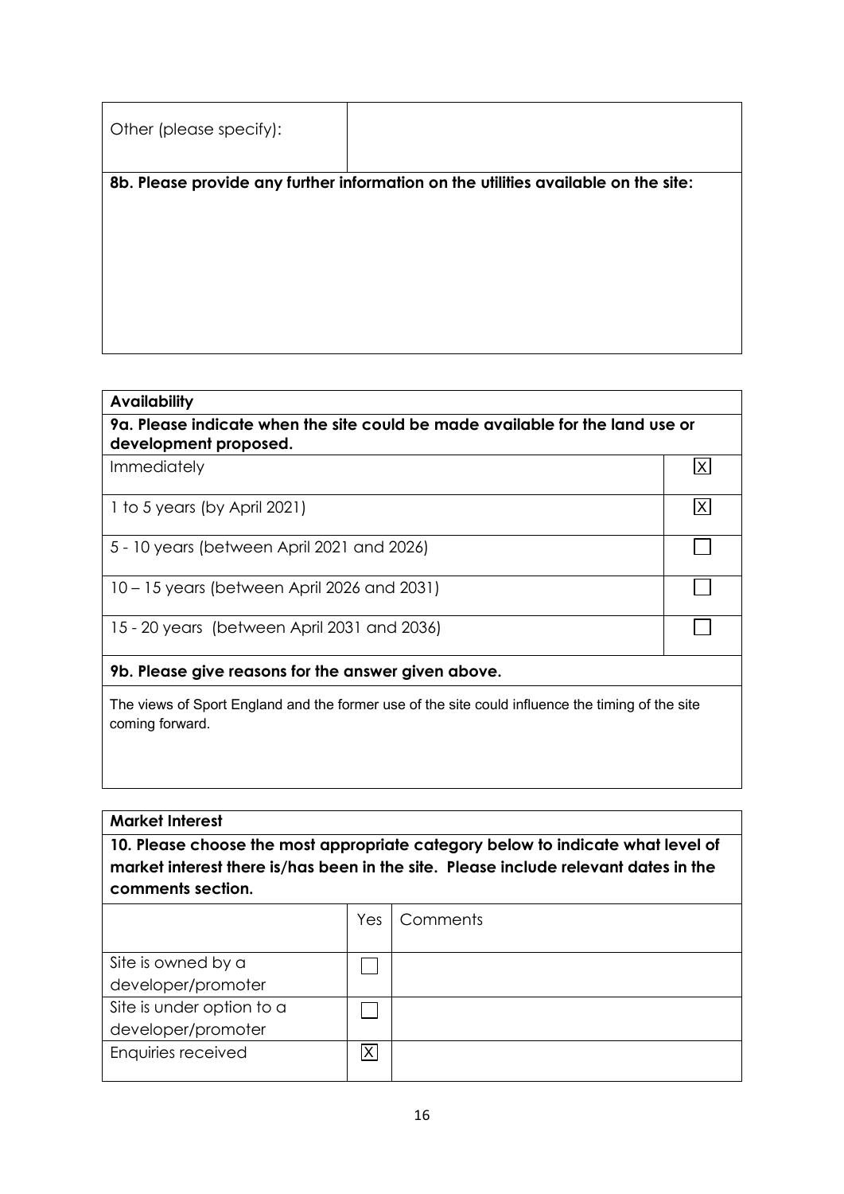| Other (please specify): | |
|---|---|

**8b. Please provide any further information on the utilities available on the site:**

| **Availability** | |
|---|---|
| **9a. Please indicate when the site could be made available for the land use or development proposed.** | |
| Immediately | [X] |
| 1 to 5 years (by April 2021) | [X] |
| 5 - 10 years (between April 2021 and 2026) | [ ] |
| 10 – 15 years (between April 2026 and 2031) | [ ] |
| 15 - 20 years (between April 2031 and 2036) | [ ] |

**9b. Please give reasons for the answer given above.**

The views of Sport England and the former use of the site could influence the timing of the site coming forward.

**Market Interest**

**10. Please choose the most appropriate category below to indicate what level of market interest there is/has been in the site. Please include relevant dates in the comments section.**

| | Yes | Comments |
|---|---|---|
| Site is owned by a developer/promoter | [ ] | |
| Site is under option to a developer/promoter | [ ] | |
| Enquiries received | [X] | |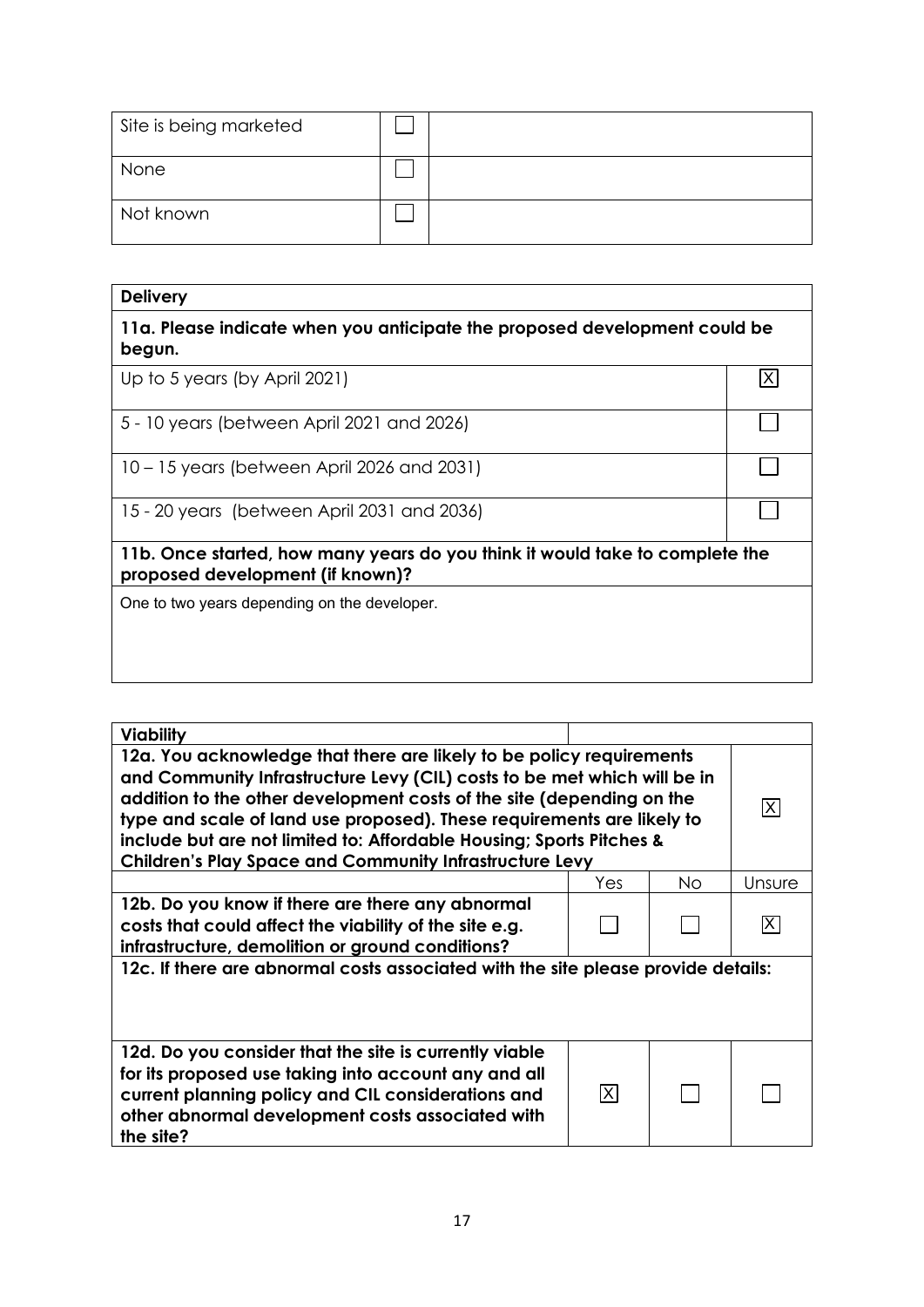| | | |
|---|---|---|
| Site is being marketed | ☐ | |
| None | ☐ | |
| Not known | ☐ | |

| **Delivery** | |
|---|---|
| **11a. Please indicate when you anticipate the proposed development could be begun.** | |
| Up to 5 years (by April 2021) | ☒ |
| 5 - 10 years (between April 2021 and 2026) | ☐ |
| 10 – 15 years (between April 2026 and 2031) | ☐ |
| 15 - 20 years (between April 2031 and 2036) | ☐ |
| **11b. Once started, how many years do you think it would take to complete the proposed development (if known)?** | |
| One to two years depending on the developer. | |

| **Viability** | | | |
|---|---|---|---|
| **12a. You acknowledge that there are likely to be policy requirements and Community Infrastructure Levy (CIL) costs to be met which will be in addition to the other development costs of the site (depending on the type and scale of land use proposed). These requirements are likely to include but are not limited to: Affordable Housing; Sports Pitches & Children's Play Space and Community Infrastructure Levy** | | | ☒ |
| | Yes | No | Unsure |
| **12b. Do you know if there are there any abnormal costs that could affect the viability of the site e.g. infrastructure, demolition or ground conditions?** | ☐ | ☐ | ☒ |
| **12c. If there are abnormal costs associated with the site please provide details:** | | | |
| | | | |
| **12d. Do you consider that the site is currently viable for its proposed use taking into account any and all current planning policy and CIL considerations and other abnormal development costs associated with the site?** | ☒ | ☐ | ☐ |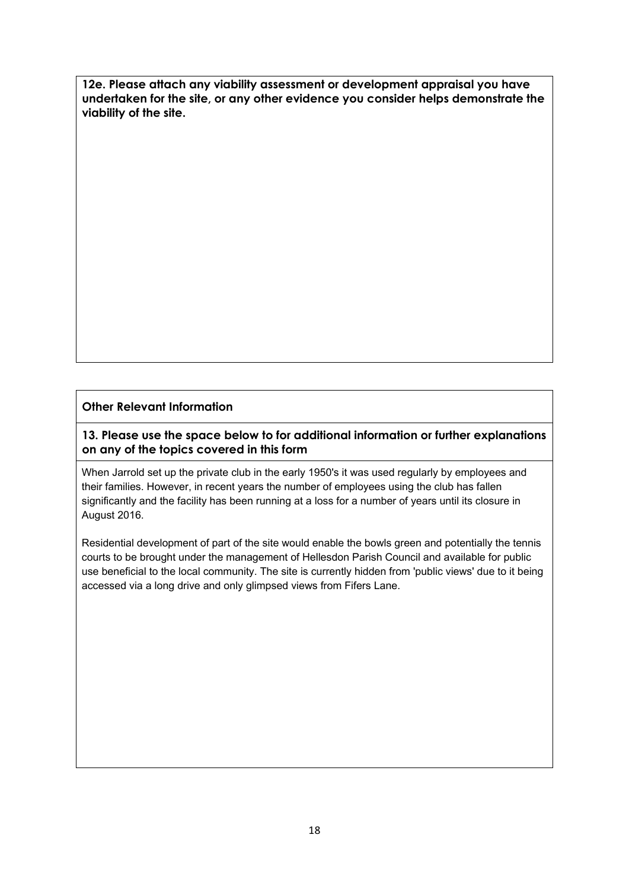**12e. Please attach any viability assessment or development appraisal you have undertaken for the site, or any other evidence you consider helps demonstrate the viability of the site.**

**Other Relevant Information**

**13. Please use the space below to for additional information or further explanations on any of the topics covered in this form**

When Jarrold set up the private club in the early 1950's it was used regularly by employees and their families. However, in recent years the number of employees using the club has fallen significantly and the facility has been running at a loss for a number of years until its closure in August 2016.

Residential development of part of the site would enable the bowls green and potentially the tennis courts to be brought under the management of Hellesdon Parish Council and available for public use beneficial to the local community. The site is currently hidden from 'public views' due to it being accessed via a long drive and only glimpsed views from Fifers Lane.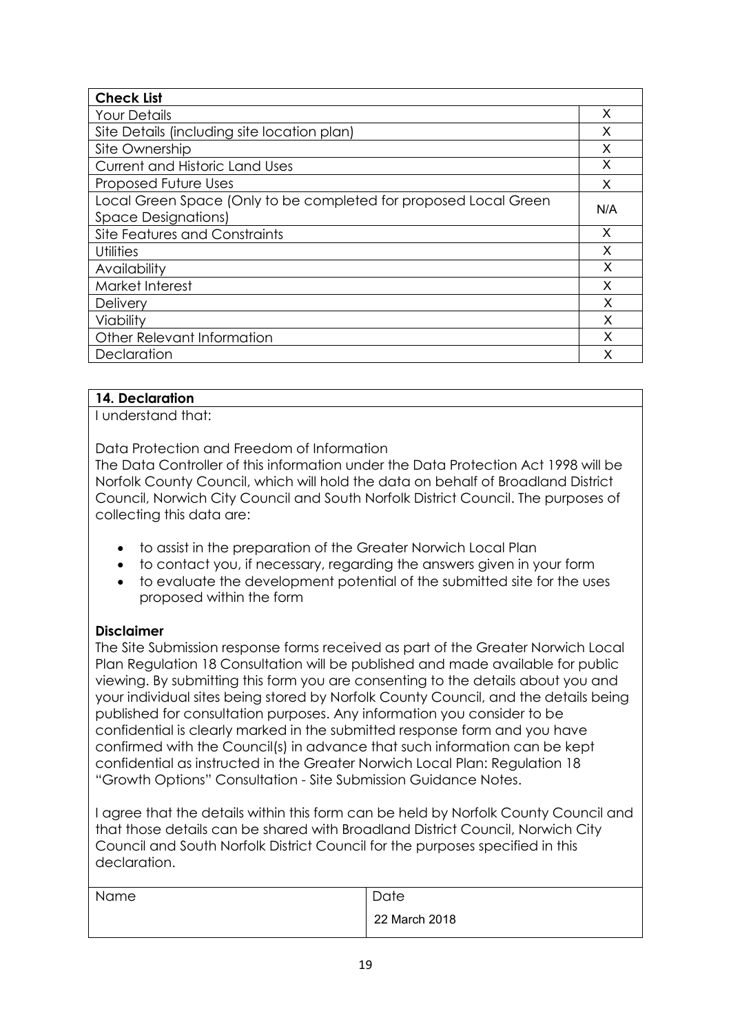| Check List | |
|---|---|
| Your Details | X |
| Site Details (including site location plan) | X |
| Site Ownership | X |
| Current and Historic Land Uses | X |
| Proposed Future Uses | X |
| Local Green Space (Only to be completed for proposed Local Green Space Designations) | N/A |
| Site Features and Constraints | X |
| Utilities | X |
| Availability | X |
| Market Interest | X |
| Delivery | X |
| Viability | X |
| Other Relevant Information | X |
| Declaration | X |

## 14. Declaration

I understand that:

Data Protection and Freedom of Information

The Data Controller of this information under the Data Protection Act 1998 will be Norfolk County Council, which will hold the data on behalf of Broadland District Council, Norwich City Council and South Norfolk District Council. The purposes of collecting this data are:

- to assist in the preparation of the Greater Norwich Local Plan
- to contact you, if necessary, regarding the answers given in your form
- to evaluate the development potential of the submitted site for the uses proposed within the form

**Disclaimer**

The Site Submission response forms received as part of the Greater Norwich Local Plan Regulation 18 Consultation will be published and made available for public viewing. By submitting this form you are consenting to the details about you and your individual sites being stored by Norfolk County Council, and the details being published for consultation purposes. Any information you consider to be confidential is clearly marked in the submitted response form and you have confirmed with the Council(s) in advance that such information can be kept confidential as instructed in the Greater Norwich Local Plan: Regulation 18 "Growth Options" Consultation - Site Submission Guidance Notes.

I agree that the details within this form can be held by Norfolk County Council and that those details can be shared with Broadland District Council, Norwich City Council and South Norfolk District Council for the purposes specified in this declaration.

| Name | Date |
|---|---|
| | 22 March 2018 |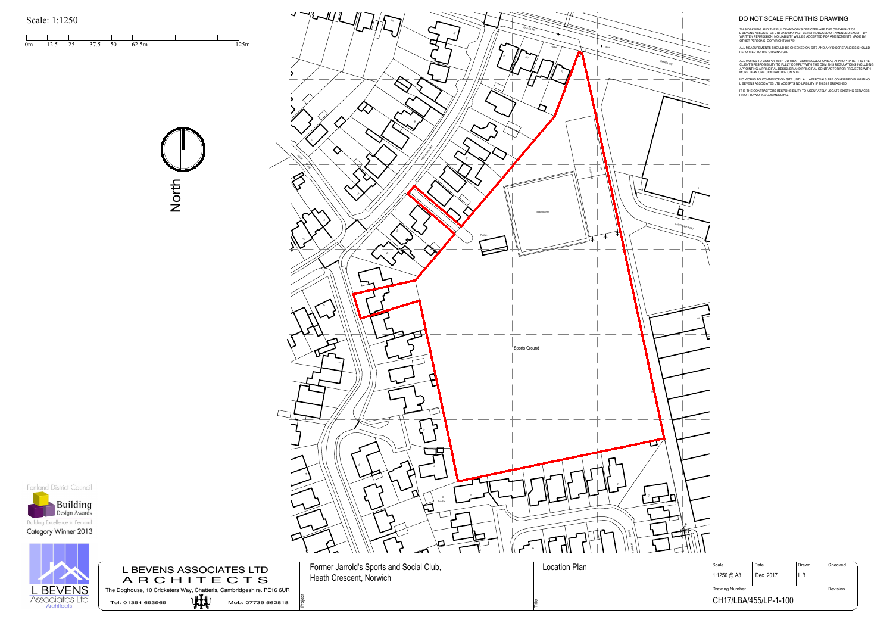Scale: 1:1250

0m 12.5 25 37.5 50 62.5m 125m

North

Sports Ground

Bowling Green

Pavilion

## DO NOT SCALE FROM THIS DRAWING

THIS DRAWING AND THE BUILDING WORKS DEPICTED ARE THE COPYRIGHT OF L BEVENS ASSOCIATES LTD AND MAY NOT BE REPRODUCED OR AMENDED EXCEPT BY WRITTEN PERMISSION. NO LIABILITY WILL BE ACCEPTED FOR AMENDMENTS MADE BY OTHER PERSONS. COPYRIGHT 2017©.

ALL MEASUREMENTS SHOULD BE CHECKED ON SITE AND ANY DISCREPANCIES SHOULD REPORTED TO THE ORIGINATOR.

ALL WORKS TO COMPLY WITH CURRENT CDM REGULATIONS AS APPROPRIATE. IT IS THE CLIENT'S RESPOSIBILITY TO FULLY COMPLY WITH THE CDM 2015 REGULATIONS INCLUDING APPOINTING A PRINCIPAL DESIGNER AND PRINCIPAL CONTRACTOR FOR PROJECTS WITH MORE THAN ONE CONTRACTOR ON SITE.

NO WORKS TO COMMENCE ON SITE UNTIL ALL APPROVALS ARE CONFIRMED IN WRITING. L BEVENS ASSOCIATES LTD ACCEPTS NO LIABILITY IF THIS IS BREACHED.

IT IS THE CONTRACTORS RESPONSIBILITY TO ACCURATELY LOCATE EXISTING SERVICES PRIOR TO WORKS COMMENCING.

Fenland District Council
Building Design Awards
Building Excellence in Fenland
Category Winner 2013

L BEVENS Associates Ltd Architects

L BEVENS ASSOCIATES LTD
ARCHITECTS
The Doghouse, 10 Cricketers Way, Chatteris, Cambridgeshire. PE16 6UR
Tel: 01354 693969 Mob: 07739 562818

Project: Former Jarrold's Sports and Social Club, Heath Crescent, Norwich

Title: Location Plan

| Scale | Date | Drawn | Checked |
| --- | --- | --- | --- |
| 1:1250 @ A3 | Dec. 2017 | L B | |
| Drawing Number | | | Revision |
| CH17/LBA/455/LP-1-100 | | | |